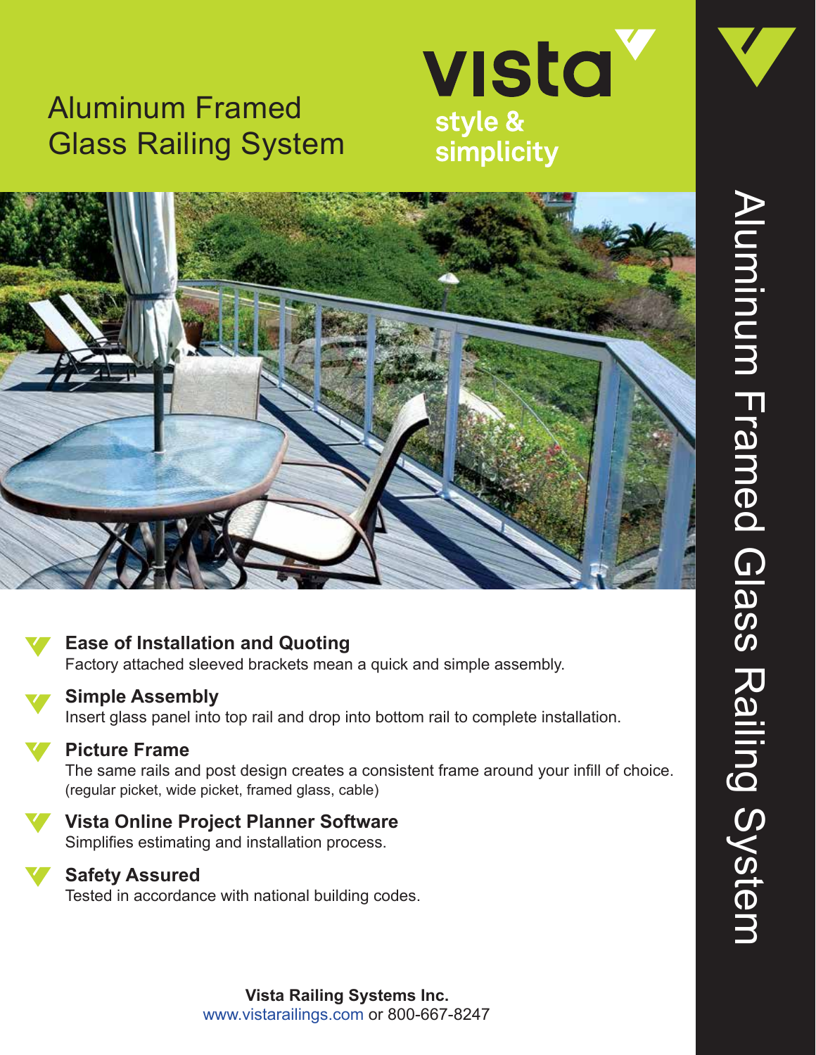# Aluminum Framed Glass Railing System

**vista**

**style & simplicity**

Aluminum Framed Glass Railing System

### Ease of Installation and Quoting

Factory attached sleeved brackets mean a quick and simple assembly.

### Simple Assembly

Insert glass panel into top rail and drop into bottom rail to complete installation.

### Picture Frame

The same rails and post design creates a consistent frame around your infill of choice. (regular picket, wide picket, framed glass, cable)

### Vista Online Project Planner Software

Simplifies estimating and installation process.

### Safety Assured

Tested in accordance with national building codes.

**Vista Railing Systems Inc.**
www.vistarailings.com or 800-667-8247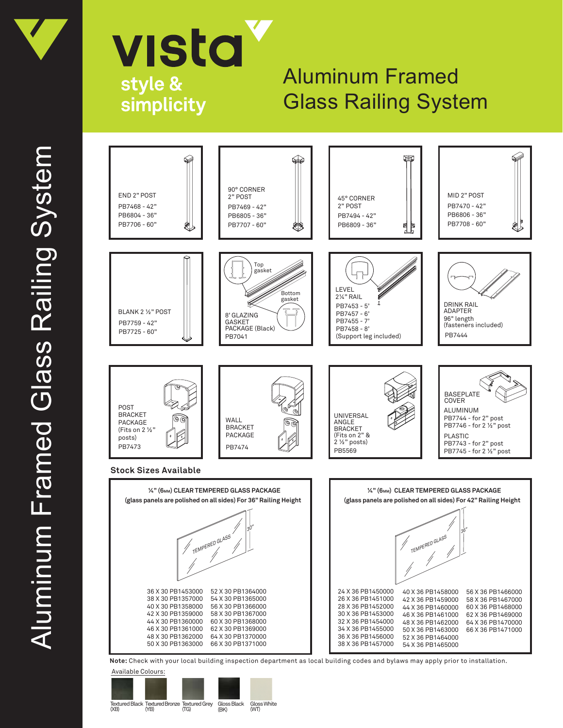# vista

**style & simplicity**

## Aluminum Framed Glass Railing System

Aluminum Framed Glass Railing System

END 2" POST
PB7468 - 42"
PB6804 - 36"
PB7706 - 60"

90° CORNER
2" POST
PB7469 - 42"
PB6805 - 36"
PB7707 - 60"

45° CORNER
2" POST
PB7494 - 42"
PB6809 - 36"

MID 2" POST
PB7470 - 42"
PB6806 - 36"
PB7708 - 60"

BLANK 2 ½" POST
PB7759 - 42"
PB7725 - 60"

Top gasket
Bottom gasket
8' GLAZING GASKET PACKAGE (Black)
PB7041

LEVEL
2¼" RAIL
PB7453 - 5'
PB7457 - 6'
PB7455 - 7'
PB7458 - 8'
(Support leg included)

DRINK RAIL ADAPTER
96" length
(fasteners included)
PB7444

POST BRACKET PACKAGE
(Fits on 2 ½" posts)
PB7473

WALL BRACKET PACKAGE
PB7474

UNIVERSAL ANGLE BRACKET
(Fits on 2" & 2 ½" posts)
PB5569

BASEPLATE COVER
ALUMINUM
PB7744 - for 2" post
PB7746 - for 2 ½" post
PLASTIC
PB7743 - for 2" post
PB7745 - for 2 ½" post

### Stock Sizes Available

**¼" (6MM) CLEAR TEMPERED GLASS PACKAGE (glass panels are polished on all sides) For 36" Railing Height**

TEMPERED GLASS
30"

| | |
|---|---|
| 36 X 30 PB1453000 | 52 X 30 PB1364000 |
| 38 X 30 PB1357000 | 54 X 30 PB1365000 |
| 40 X 30 PB1358000 | 56 X 30 PB1366000 |
| 42 X 30 PB1359000 | 58 X 30 PB1367000 |
| 44 X 30 PB1360000 | 60 X 30 PB1368000 |
| 46 X 30 PB1361000 | 62 X 30 PB1369000 |
| 48 X 30 PB1362000 | 64 X 30 PB1370000 |
| 50 X 30 PB1363000 | 66 X 30 PB1371000 |

**¼" (6MM) CLEAR TEMPERED GLASS PACKAGE (glass panels are polished on all sides) For 42" Railing Height**

TEMPERED GLASS
36"

| | | |
|---|---|---|
| 24 X 36 PB1450000 | 40 X 36 PB1458000 | 56 X 36 PB1466000 |
| 26 X 36 PB1451000 | 42 X 36 PB1459000 | 58 X 36 PB1467000 |
| 28 X 36 PB1452000 | 44 X 36 PB1460000 | 60 X 36 PB1468000 |
| 30 X 36 PB1453000 | 46 X 36 PB1461000 | 62 X 36 PB1469000 |
| 32 X 36 PB1454000 | 48 X 36 PB1462000 | 64 X 36 PB1470000 |
| 34 X 36 PB1455000 | 50 X 36 PB1463000 | 66 X 36 PB1471000 |
| 36 X 36 PB1456000 | 52 X 36 PB1464000 | |
| 38 X 36 PB1457000 | 54 X 36 PB1465000 | |

**Note:** Check with your local building inspection department as local building codes and bylaws may apply prior to installation.

Available Colours:

Textured Black (XB) | Textured Bronze (YB) | Textured Grey (TG) | Gloss Black (BK) | Gloss White (WT)